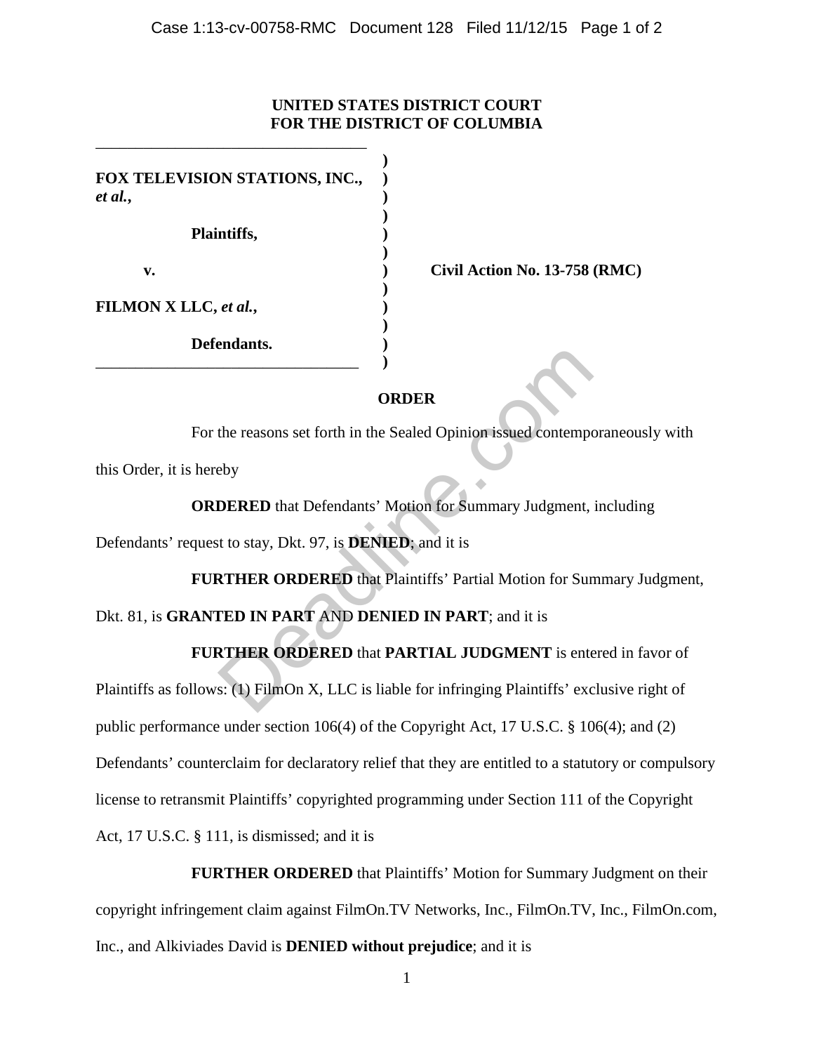**UNITED STATES DISTRICT COURT**
**FOR THE DISTRICT OF COLUMBIA**

**FOX TELEVISION STATIONS, INC.,** ***et al.*****,**

**Plaintiffs,**

**v.**

**FILMON X LLC,** ***et al.*****,**

**Defendants.**

**Civil Action No. 13-758 (RMC)**

**ORDER**

For the reasons set forth in the Sealed Opinion issued contemporaneously with this Order, it is hereby

**ORDERED** that Defendants' Motion for Summary Judgment, including Defendants' request to stay, Dkt. 97, is **DENIED**; and it is

**FURTHER ORDERED** that Plaintiffs' Partial Motion for Summary Judgment, Dkt. 81, is **GRANTED IN PART** AND **DENIED IN PART**; and it is

**FURTHER ORDERED** that **PARTIAL JUDGMENT** is entered in favor of Plaintiffs as follows: (1) FilmOn X, LLC is liable for infringing Plaintiffs' exclusive right of public performance under section 106(4) of the Copyright Act, 17 U.S.C. § 106(4); and (2) Defendants' counterclaim for declaratory relief that they are entitled to a statutory or compulsory license to retransmit Plaintiffs' copyrighted programming under Section 111 of the Copyright Act, 17 U.S.C. § 111, is dismissed; and it is

**FURTHER ORDERED** that Plaintiffs' Motion for Summary Judgment on their copyright infringement claim against FilmOn.TV Networks, Inc., FilmOn.TV, Inc., FilmOn.com, Inc., and Alkiviades David is **DENIED without prejudice**; and it is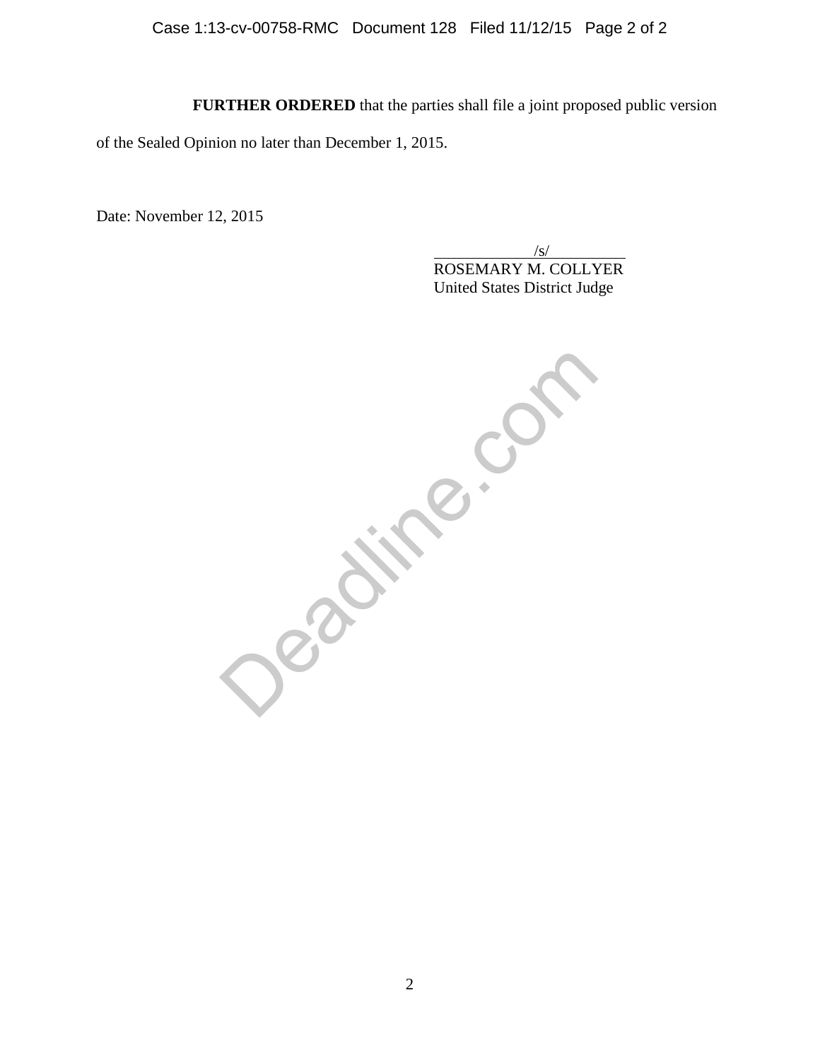**FURTHER ORDERED** that the parties shall file a joint proposed public version of the Sealed Opinion no later than December 1, 2015.

Date: November 12, 2015

/s/
ROSEMARY M. COLLYER
United States District Judge